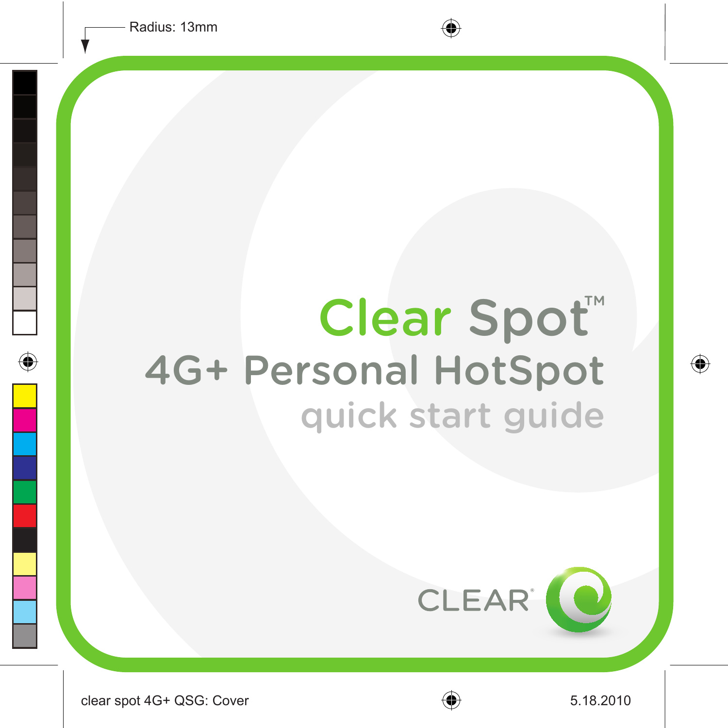# Clear Spot™

## 4G+ Personal HotSpot

### quick start guide

CLEAR®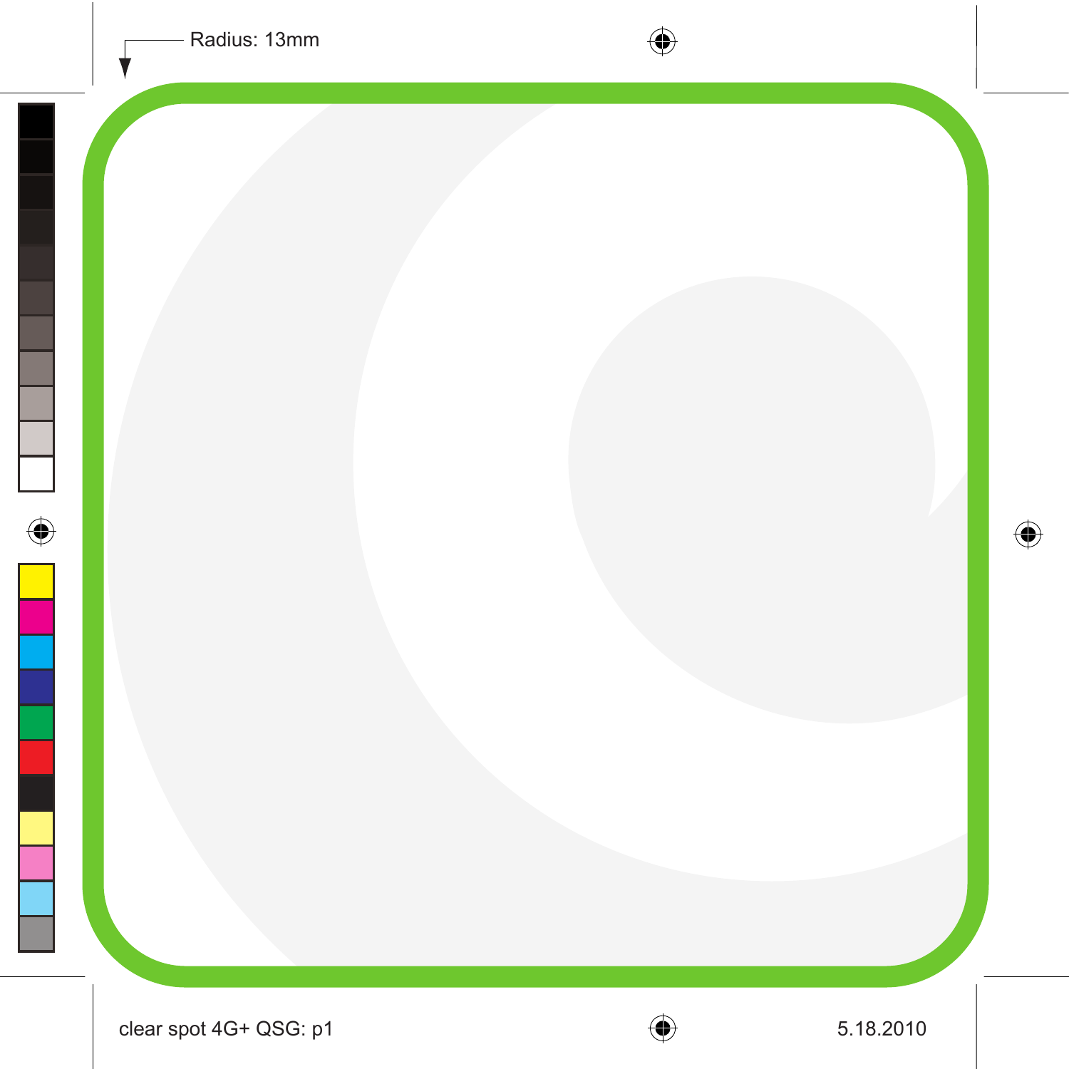Radius: 13mm

clear spot 4G+ QSG: p1

5.18.2010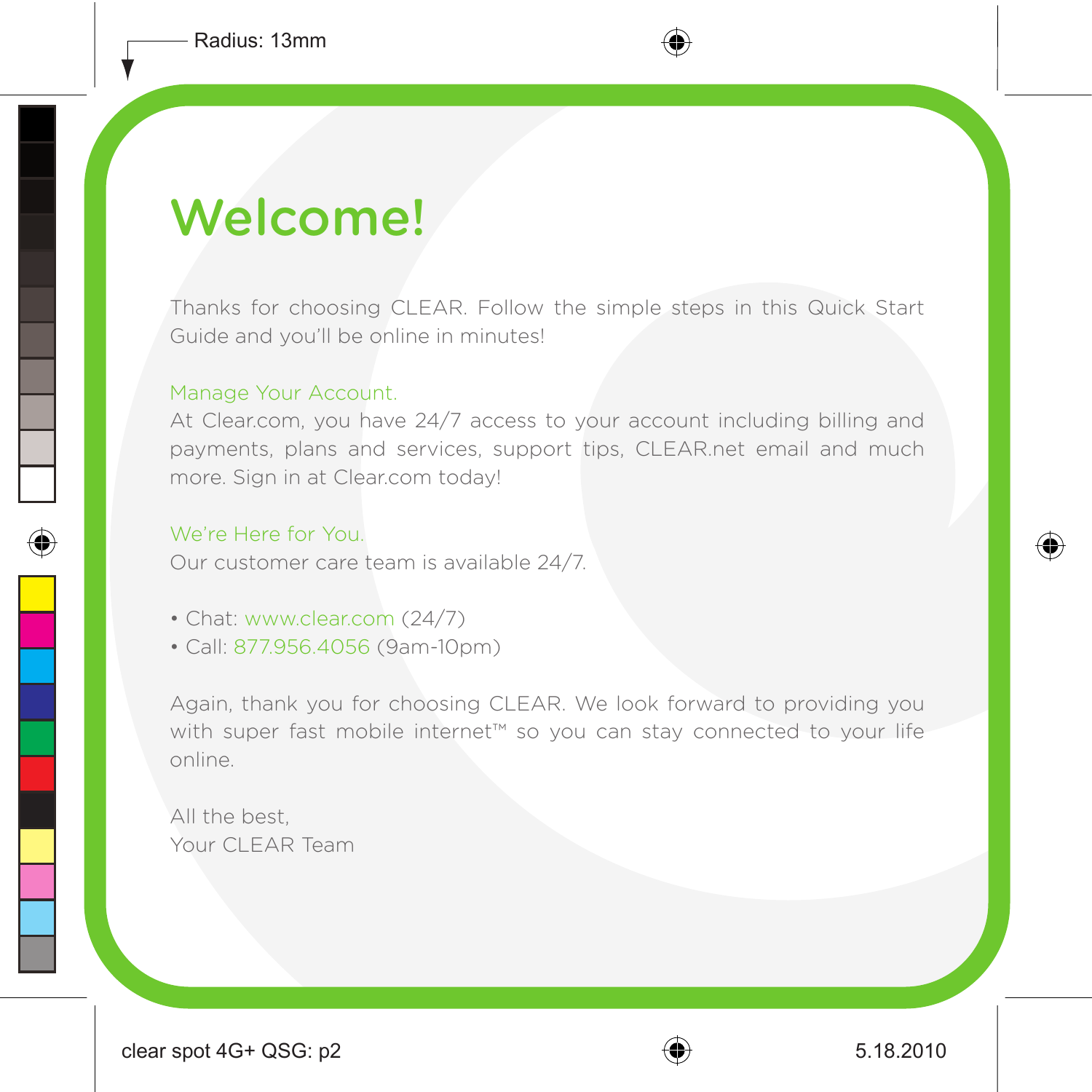# Welcome!

Thanks for choosing CLEAR. Follow the simple steps in this Quick Start Guide and you'll be online in minutes!

### Manage Your Account.

At Clear.com, you have 24/7 access to your account including billing and payments, plans and services, support tips, CLEAR.net email and much more. Sign in at Clear.com today!

### We're Here for You.

Our customer care team is available 24/7.

- Chat: www.clear.com (24/7)
- Call: 877.956.4056 (9am-10pm)

Again, thank you for choosing CLEAR. We look forward to providing you with super fast mobile internet™ so you can stay connected to your life online.

All the best,
Your CLEAR Team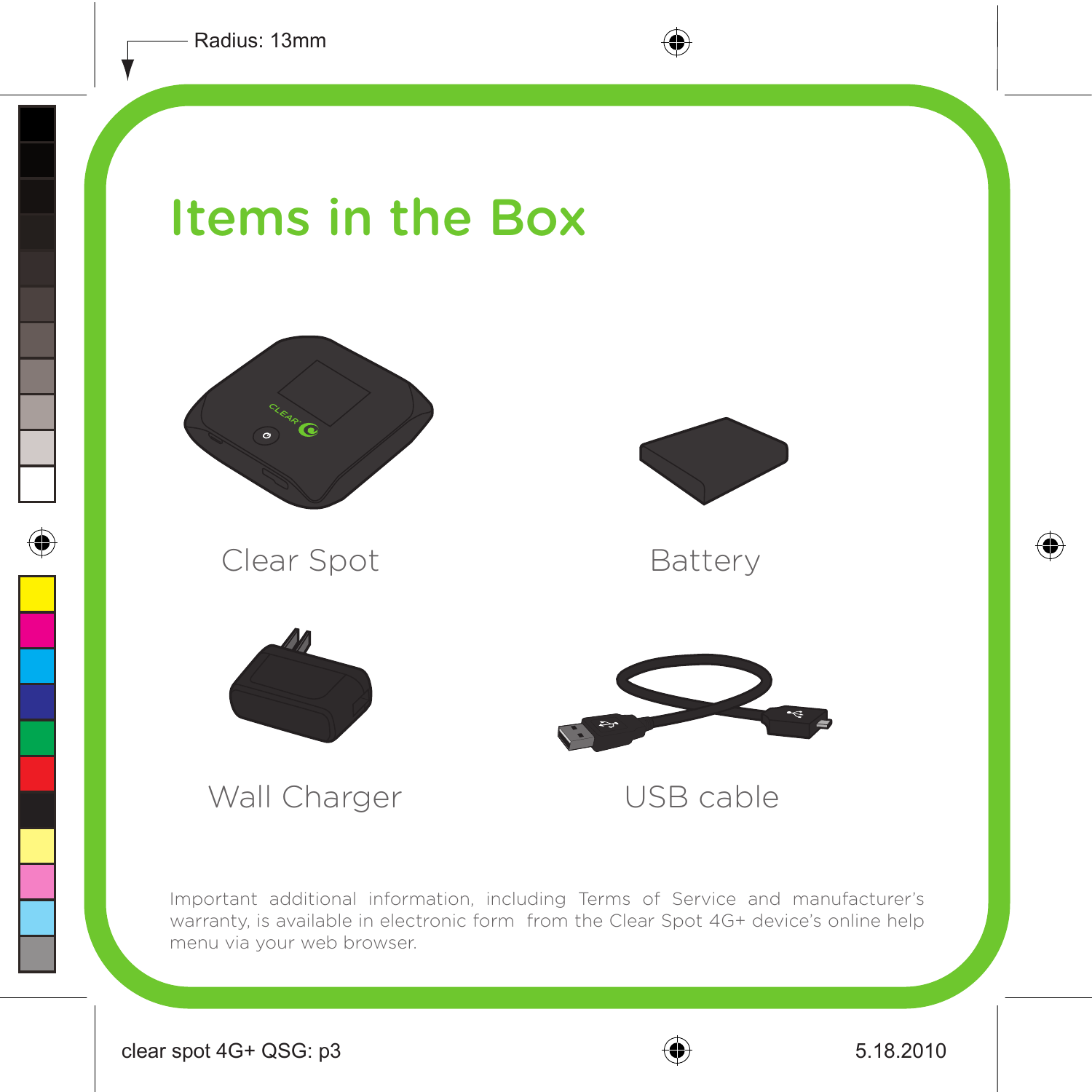# Items in the Box

Clear Spot

Battery

Wall Charger

USB cable

Important additional information, including Terms of Service and manufacturer's warranty, is available in electronic form from the Clear Spot 4G+ device's online help menu via your web browser.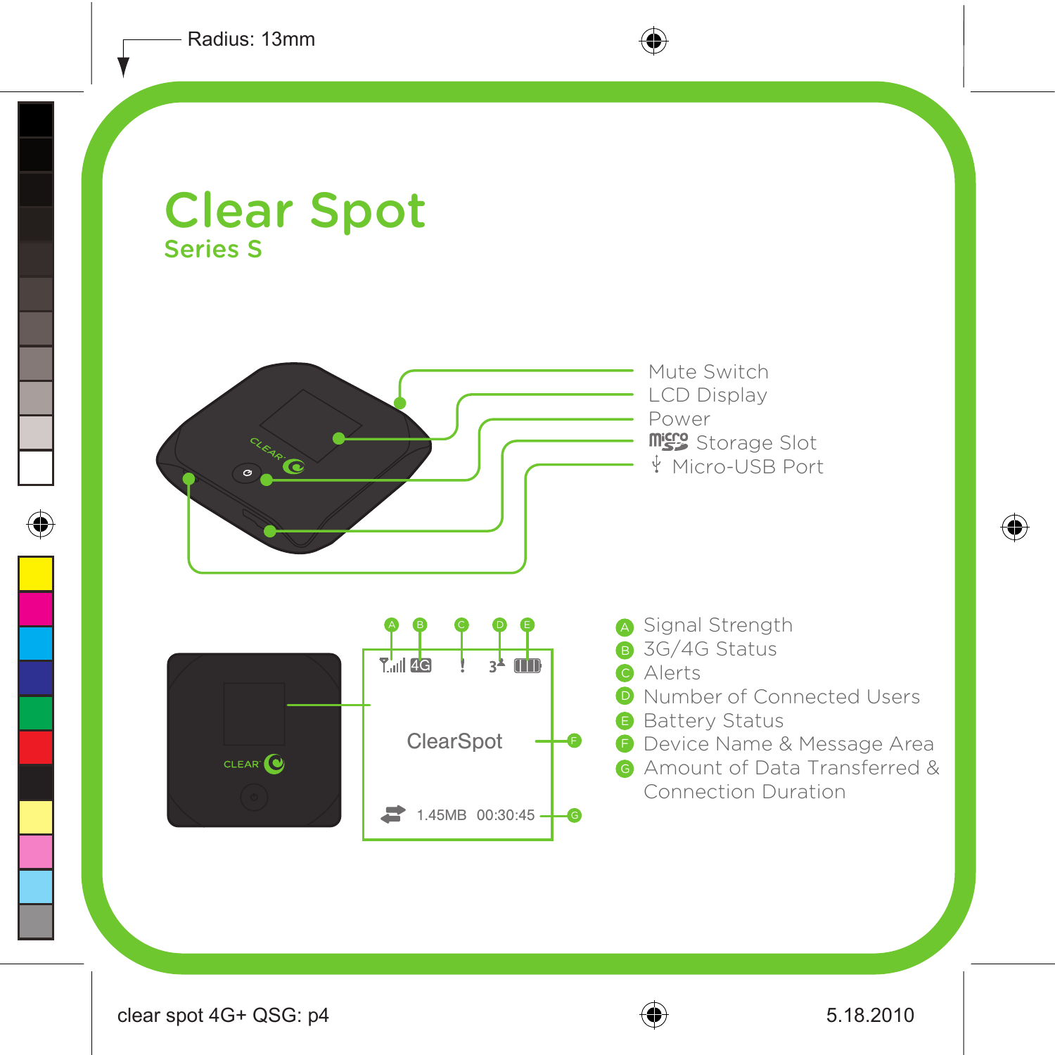# Clear Spot

## Series S

- Mute Switch
- LCD Display
- Power
- micro SD Storage Slot
- Micro-USB Port

A. Signal Strength
B. 3G/4G Status
C. Alerts
D. Number of Connected Users
E. Battery Status
F. Device Name & Message Area
G. Amount of Data Transferred & Connection Duration

ClearSpot

1.45MB 00:30:45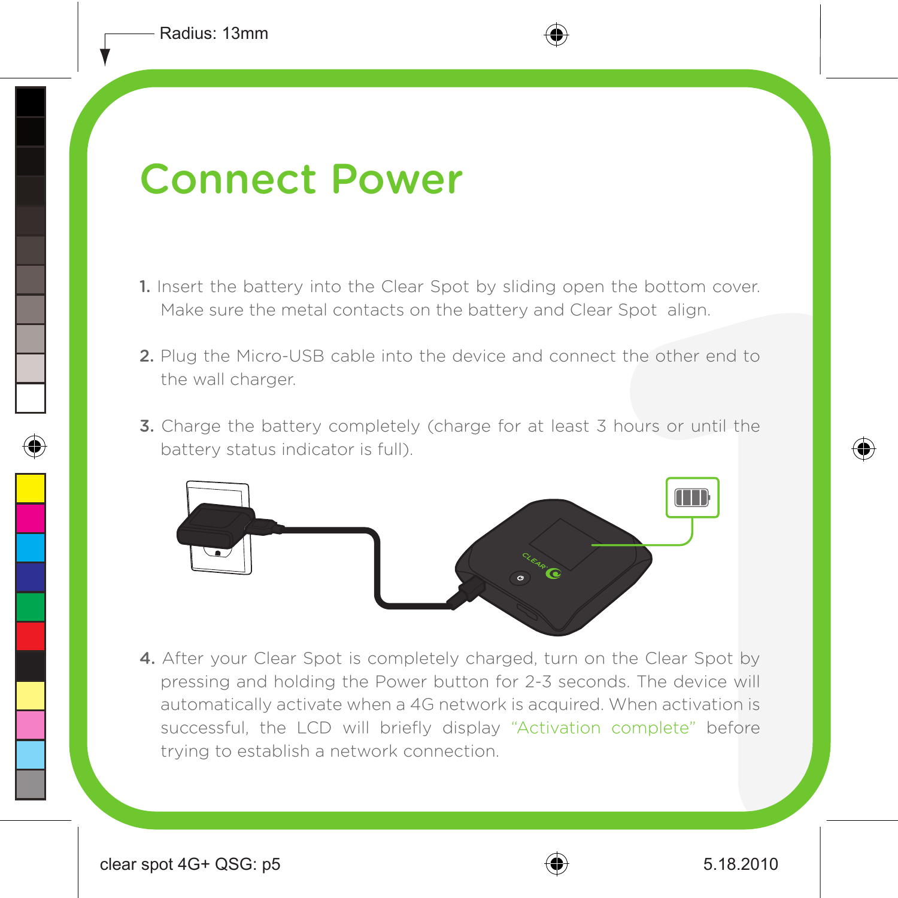# Connect Power

1. Insert the battery into the Clear Spot by sliding open the bottom cover. Make sure the metal contacts on the battery and Clear Spot align.

2. Plug the Micro-USB cable into the device and connect the other end to the wall charger.

3. Charge the battery completely (charge for at least 3 hours or until the battery status indicator is full).

4. After your Clear Spot is completely charged, turn on the Clear Spot by pressing and holding the Power button for 2-3 seconds. The device will automatically activate when a 4G network is acquired. When activation is successful, the LCD will briefly display "Activation complete" before trying to establish a network connection.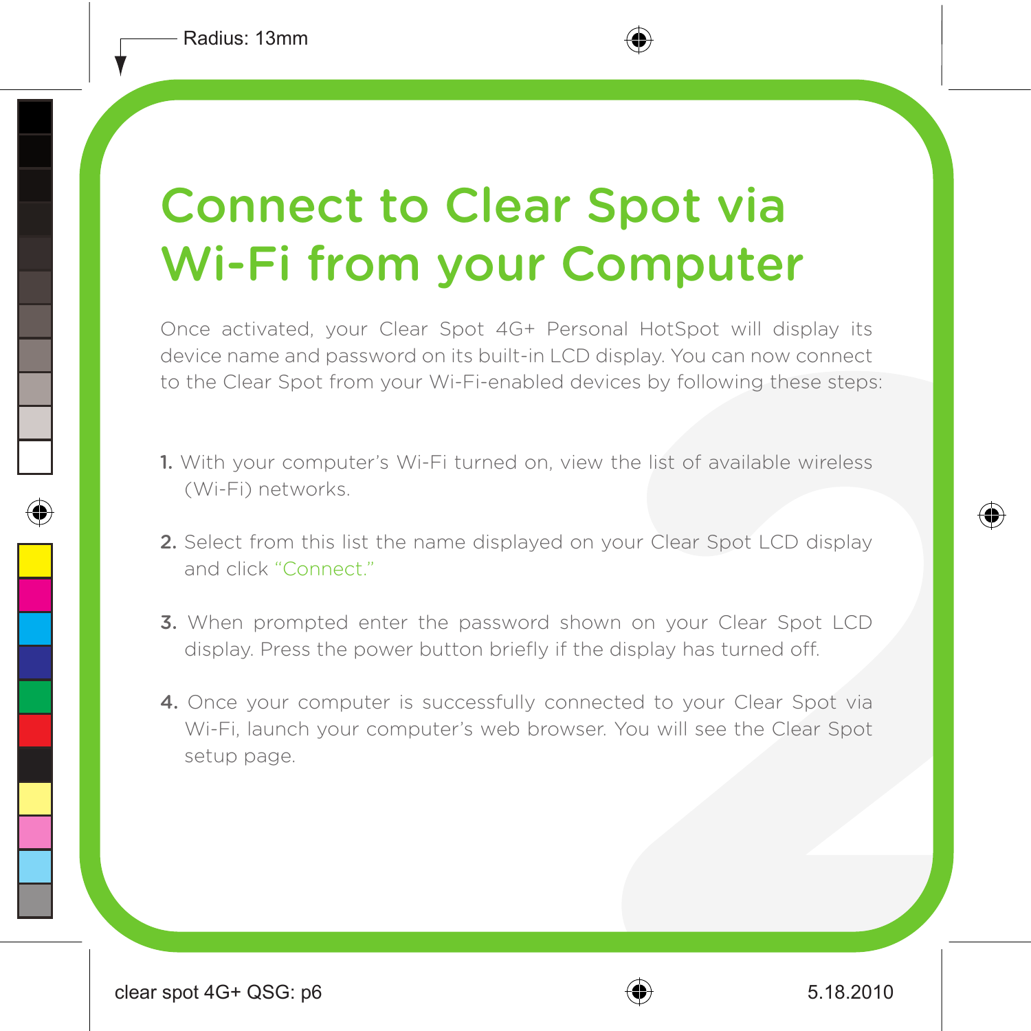# Connect to Clear Spot via Wi-Fi from your Computer

Once activated, your Clear Spot 4G+ Personal HotSpot will display its device name and password on its built-in LCD display. You can now connect to the Clear Spot from your Wi-Fi-enabled devices by following these steps:

1. With your computer's Wi-Fi turned on, view the list of available wireless (Wi-Fi) networks.
2. Select from this list the name displayed on your Clear Spot LCD display and click "Connect."
3. When prompted enter the password shown on your Clear Spot LCD display. Press the power button briefly if the display has turned off.
4. Once your computer is successfully connected to your Clear Spot via Wi-Fi, launch your computer's web browser. You will see the Clear Spot setup page.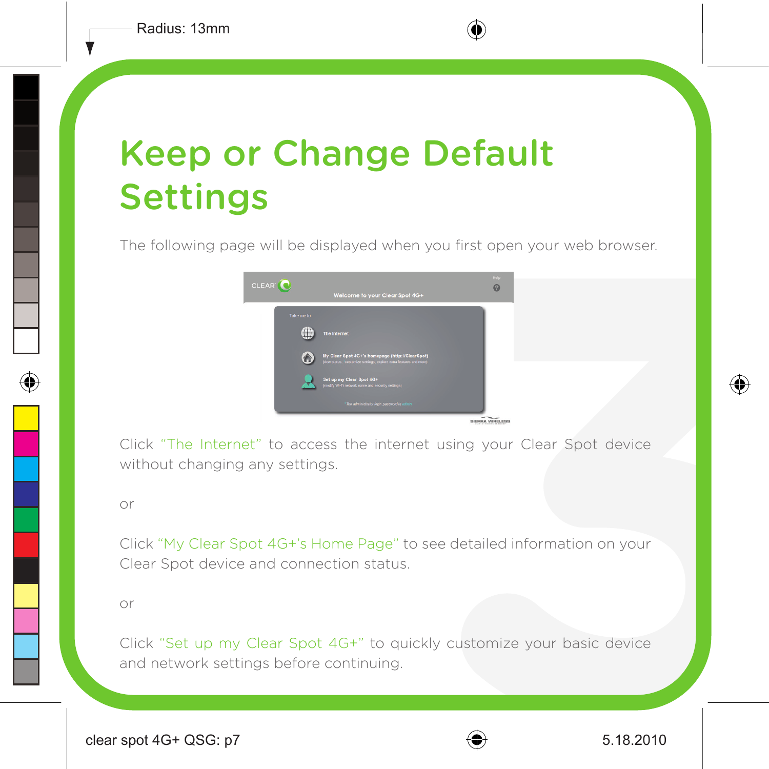# Keep or Change Default Settings

The following page will be displayed when you first open your web browser.

Click "The Internet" to access the internet using your Clear Spot device without changing any settings.

or

Click "My Clear Spot 4G+'s Home Page" to see detailed information on your Clear Spot device and connection status.

or

Click "Set up my Clear Spot 4G+" to quickly customize your basic device and network settings before continuing.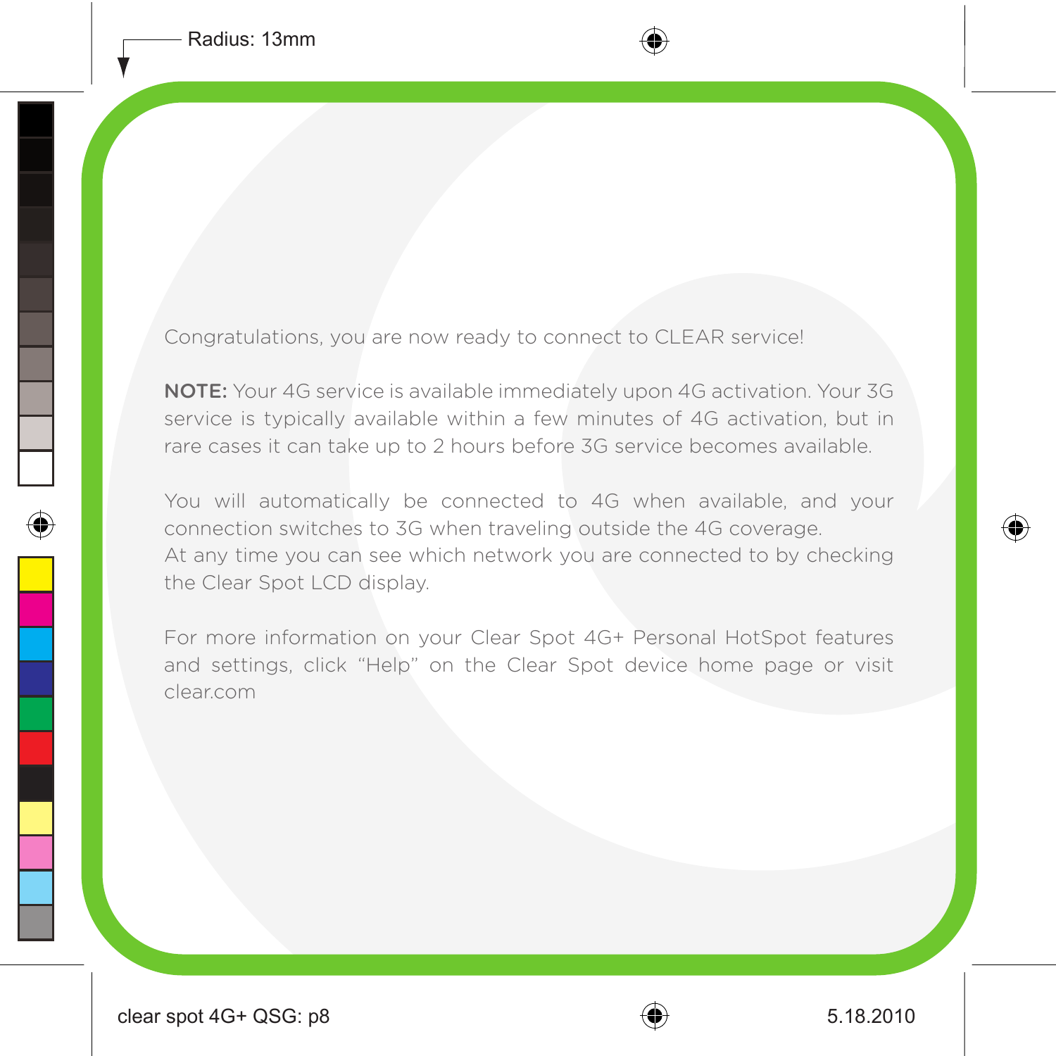Congratulations, you are now ready to connect to CLEAR service!

**NOTE:** Your 4G service is available immediately upon 4G activation. Your 3G service is typically available within a few minutes of 4G activation, but in rare cases it can take up to 2 hours before 3G service becomes available.

You will automatically be connected to 4G when available, and your connection switches to 3G when traveling outside the 4G coverage.
At any time you can see which network you are connected to by checking the Clear Spot LCD display.

For more information on your Clear Spot 4G+ Personal HotSpot features and settings, click "Help" on the Clear Spot device home page or visit clear.com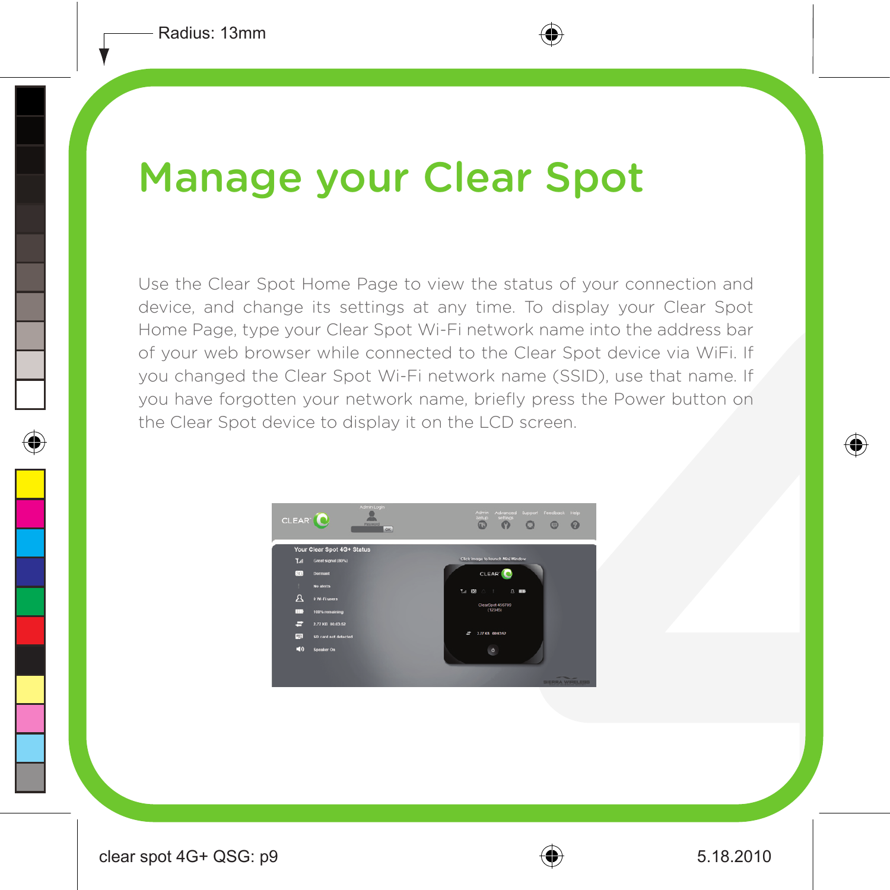# Manage your Clear Spot

Use the Clear Spot Home Page to view the status of your connection and device, and change its settings at any time. To display your Clear Spot Home Page, type your Clear Spot Wi-Fi network name into the address bar of your web browser while connected to the Clear Spot device via WiFi. If you changed the Clear Spot Wi-Fi network name (SSID), use that name. If you have forgotten your network name, briefly press the Power button on the Clear Spot device to display it on the LCD screen.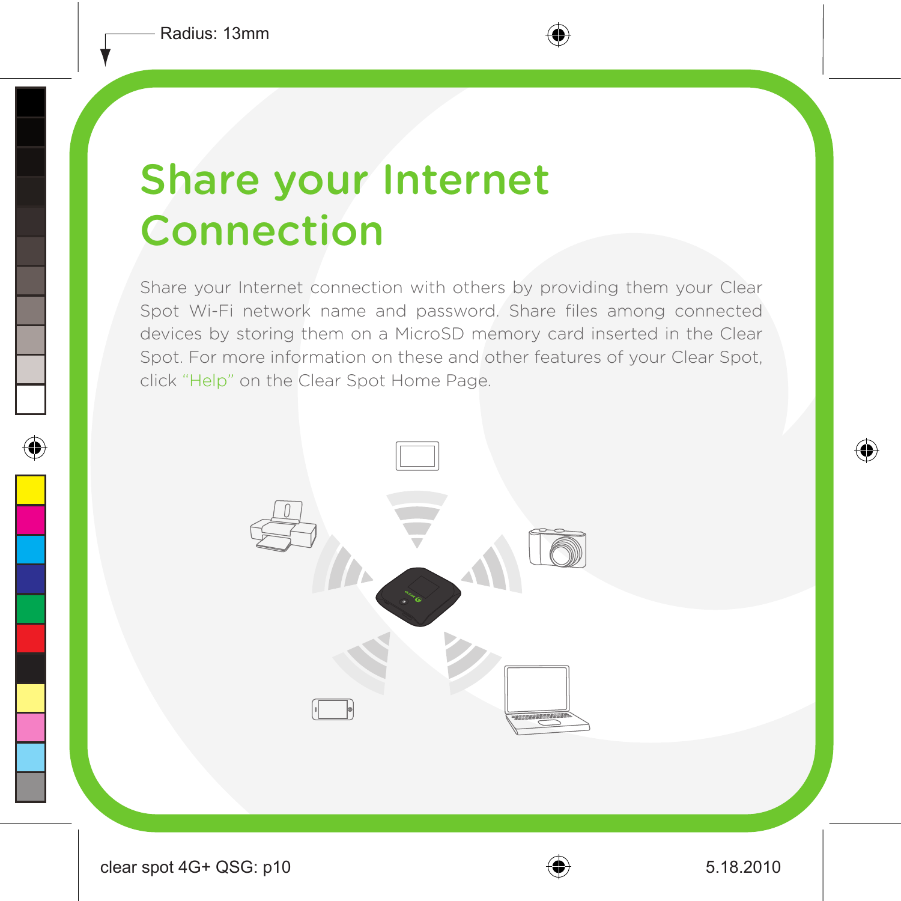# Share your Internet Connection

Share your Internet connection with others by providing them your Clear Spot Wi-Fi network name and password. Share files among connected devices by storing them on a MicroSD memory card inserted in the Clear Spot. For more information on these and other features of your Clear Spot, click "Help" on the Clear Spot Home Page.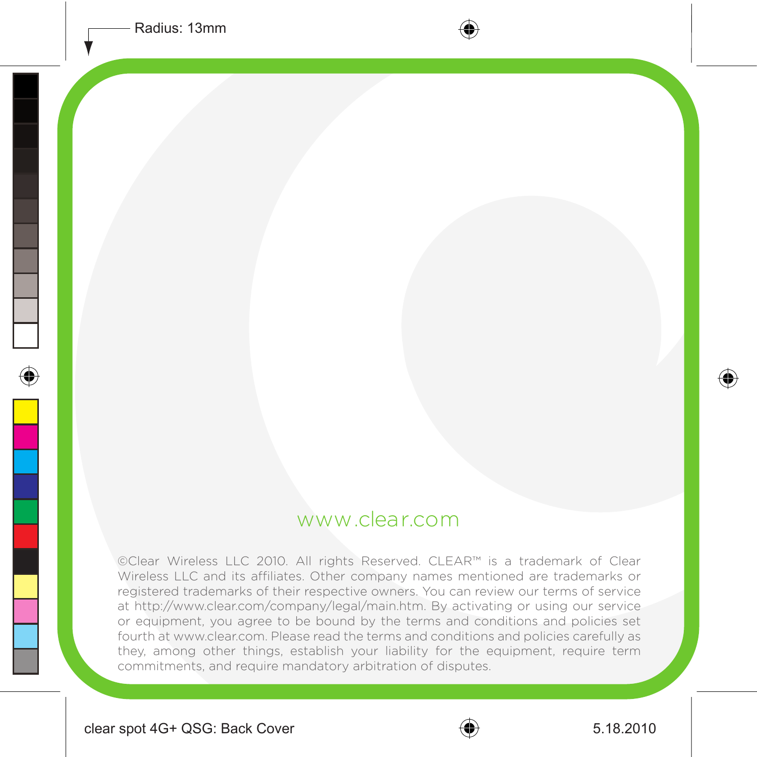www.clear.com

©Clear Wireless LLC 2010. All rights Reserved. CLEAR™ is a trademark of Clear Wireless LLC and its affiliates. Other company names mentioned are trademarks or registered trademarks of their respective owners. You can review our terms of service at http://www.clear.com/company/legal/main.htm. By activating or using our service or equipment, you agree to be bound by the terms and conditions and policies set fourth at www.clear.com. Please read the terms and conditions and policies carefully as they, among other things, establish your liability for the equipment, require term commitments, and require mandatory arbitration of disputes.